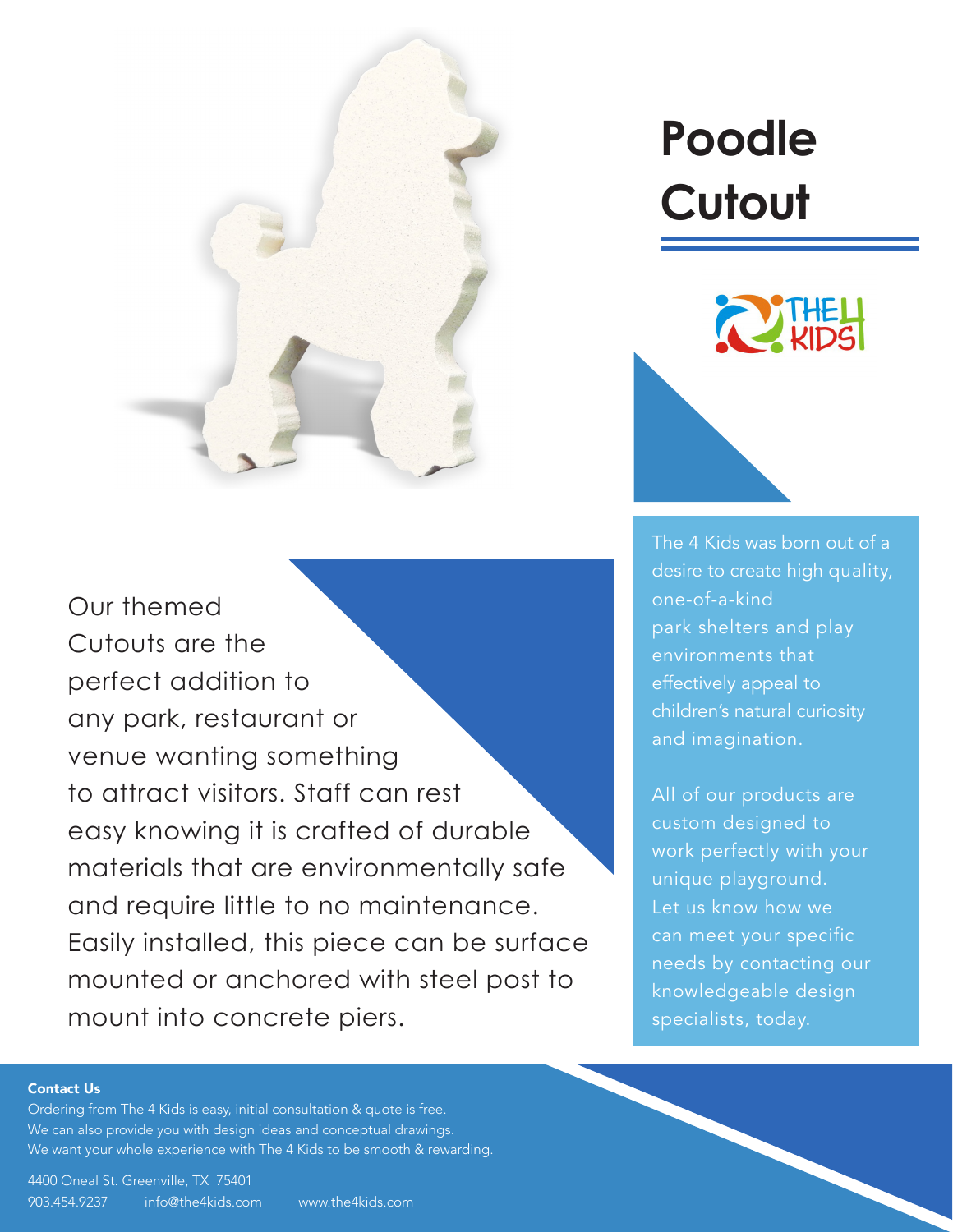# Poodle Cutout

Our themed Cutouts are the perfect addition to any park, restaurant or venue wanting something to attract visitors. Staff can rest easy knowing it is crafted of durable materials that are environmentally safe and require little to no maintenance. Easily installed, this piece can be surface mounted or anchored with steel post to mount into concrete piers.

The 4 Kids was born out of a desire to create high quality, one-of-a-kind park shelters and play environments that effectively appeal to children's natural curiosity and imagination.

All of our products are custom designed to work perfectly with your unique playground. Let us know how we can meet your specific needs by contacting our knowledgeable design specialists, today.

**Contact Us**

Ordering from The 4 Kids is easy, initial consultation & quote is free.
We can also provide you with design ideas and conceptual drawings.
We want your whole experience with The 4 Kids to be smooth & rewarding.

4400 Oneal St. Greenville, TX 75401
903.454.9237 info@the4kids.com www.the4kids.com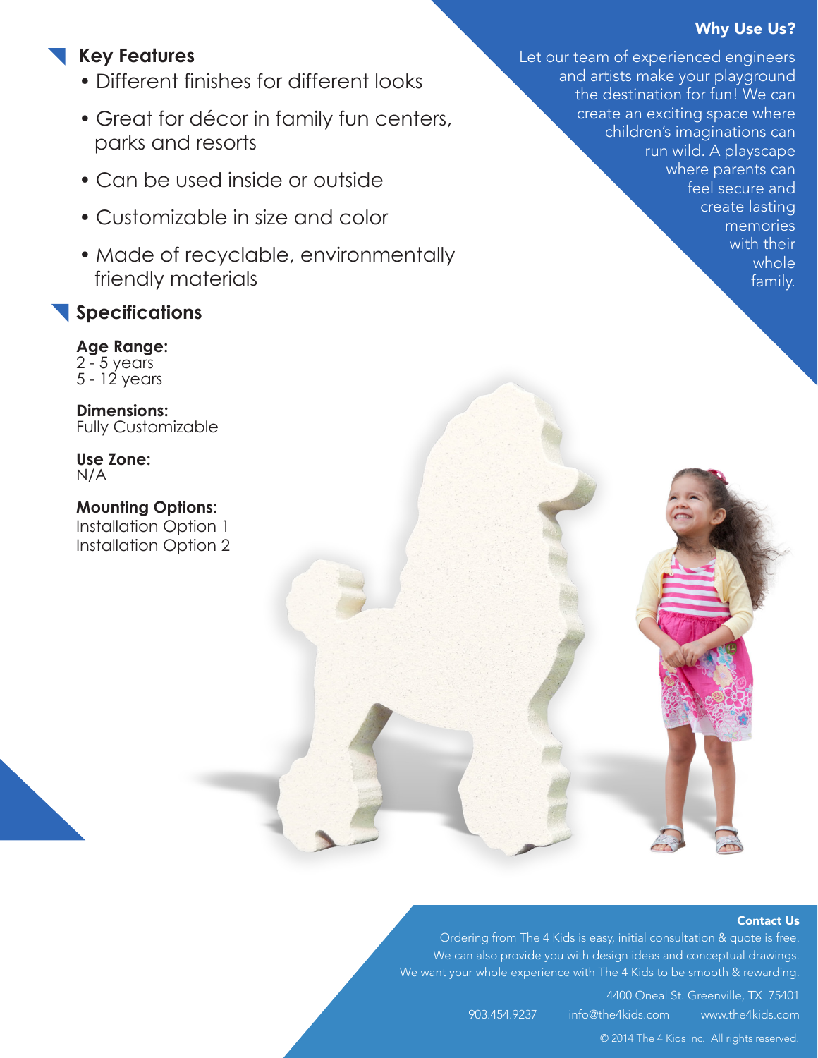## Why Use Us?

Let our team of experienced engineers and artists make your playground the destination for fun! We can create an exciting space where children's imaginations can run wild. A playscape where parents can feel secure and create lasting memories with their whole family.

## Key Features

- Different finishes for different looks
- Great for décor in family fun centers, parks and resorts
- Can be used inside or outside
- Customizable in size and color
- Made of recyclable, environmentally friendly materials

## Specifications

**Age Range:**
2 - 5 years
5 - 12 years

**Dimensions:**
Fully Customizable

**Use Zone:**
N/A

**Mounting Options:**
Installation Option 1
Installation Option 2

### Contact Us

Ordering from The 4 Kids is easy, initial consultation & quote is free.
We can also provide you with design ideas and conceptual drawings.
We want your whole experience with The 4 Kids to be smooth & rewarding.

4400 Oneal St. Greenville, TX 75401

903.454.9237 info@the4kids.com www.the4kids.com

© 2014 The 4 Kids Inc. All rights reserved.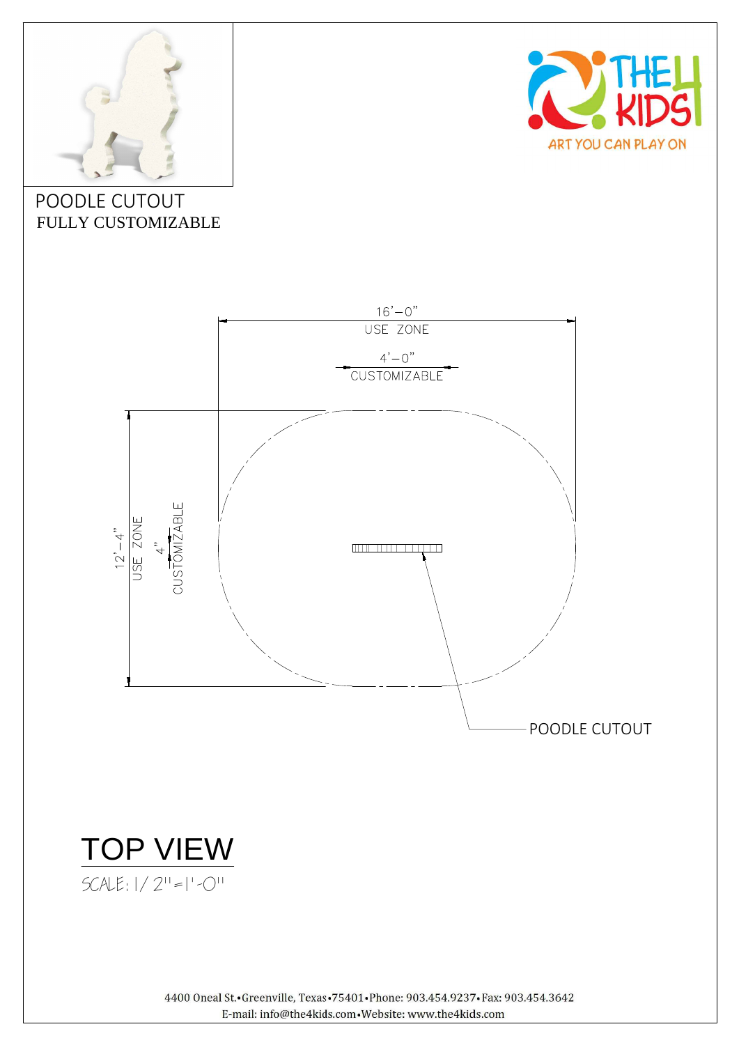THE 4 KIDS
ART YOU CAN PLAY ON

POODLE CUTOUT
FULLY CUSTOMIZABLE

16'–0"
USE ZONE

4'–0"
CUSTOMIZABLE

12'–4"
USE ZONE

4"
CUSTOMIZABLE

POODLE CUTOUT

# TOP VIEW

SCALE: 1/2"=1'-0"

4400 Oneal St.•Greenville, Texas•75401•Phone: 903.454.9237•Fax: 903.454.3642
E-mail: info@the4kids.com•Website: www.the4kids.com